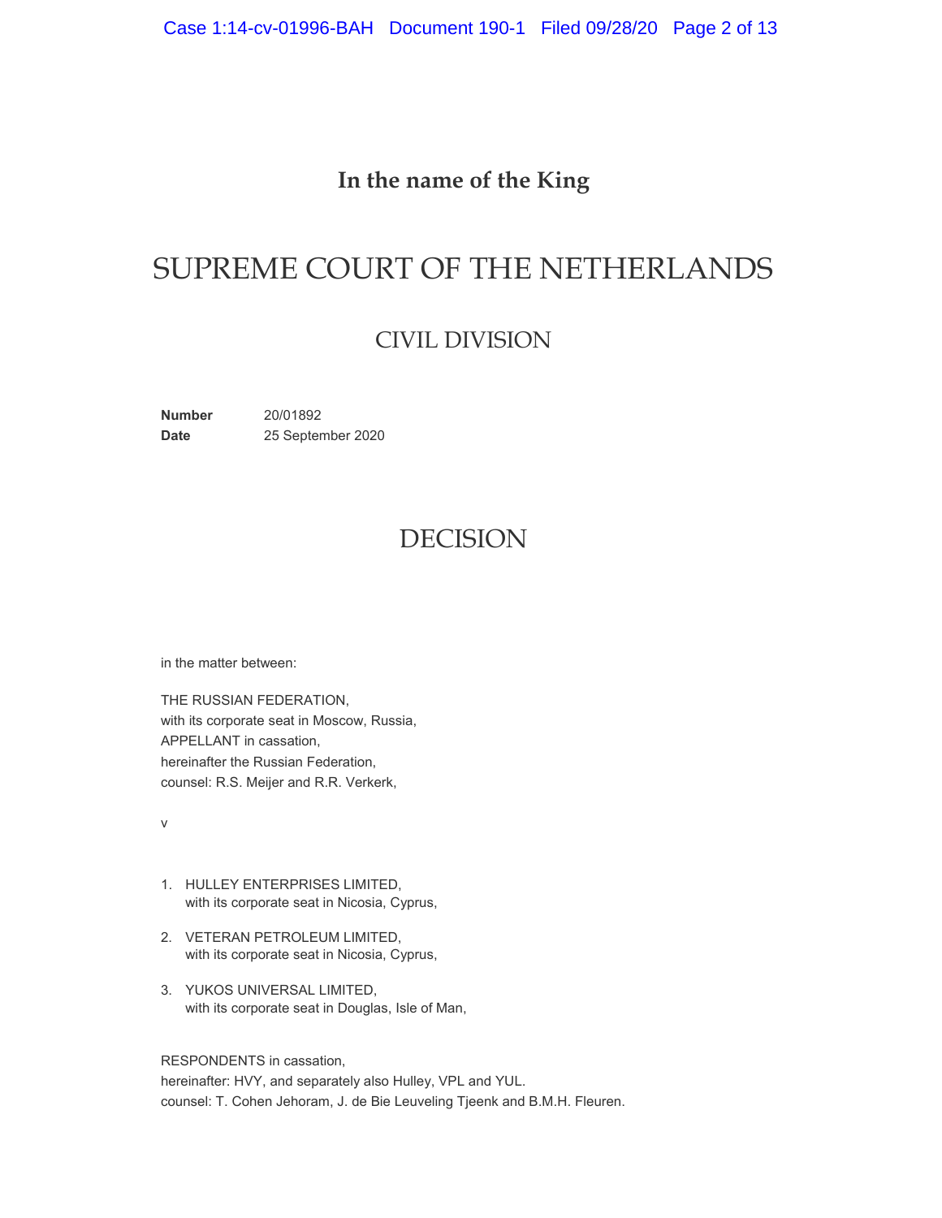**In the name of the King**

# SUPREME COURT OF THE NETHERLANDS

## CIVIL DIVISION

**Number** 20/01892
**Date** 25 September 2020

## DECISION

in the matter between:

THE RUSSIAN FEDERATION,
with its corporate seat in Moscow, Russia,
APPELLANT in cassation,
hereinafter the Russian Federation,
counsel: R.S. Meijer and R.R. Verkerk,

v

1. HULLEY ENTERPRISES LIMITED,
   with its corporate seat in Nicosia, Cyprus,

2. VETERAN PETROLEUM LIMITED,
   with its corporate seat in Nicosia, Cyprus,

3. YUKOS UNIVERSAL LIMITED,
   with its corporate seat in Douglas, Isle of Man,

RESPONDENTS in cassation,
hereinafter: HVY, and separately also Hulley, VPL and YUL.
counsel: T. Cohen Jehoram, J. de Bie Leuveling Tjeenk and B.M.H. Fleuren.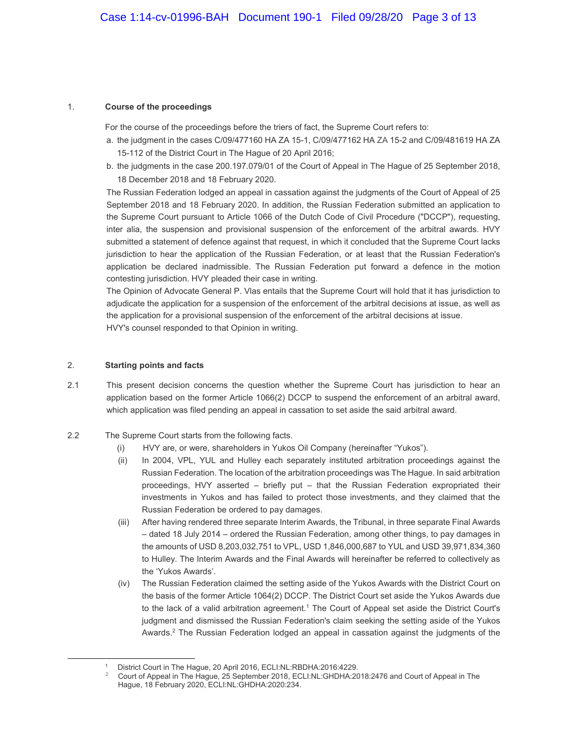## 1. Course of the proceedings

For the course of the proceedings before the triers of fact, the Supreme Court refers to:

a. the judgment in the cases C/09/477160 HA ZA 15-1, C/09/477162 HA ZA 15-2 and C/09/481619 HA ZA 15-112 of the District Court in The Hague of 20 April 2016;

b. the judgments in the case 200.197.079/01 of the Court of Appeal in The Hague of 25 September 2018, 18 December 2018 and 18 February 2020.

The Russian Federation lodged an appeal in cassation against the judgments of the Court of Appeal of 25 September 2018 and 18 February 2020. In addition, the Russian Federation submitted an application to the Supreme Court pursuant to Article 1066 of the Dutch Code of Civil Procedure ("DCCP"), requesting, inter alia, the suspension and provisional suspension of the enforcement of the arbitral awards. HVY submitted a statement of defence against that request, in which it concluded that the Supreme Court lacks jurisdiction to hear the application of the Russian Federation, or at least that the Russian Federation's application be declared inadmissible. The Russian Federation put forward a defence in the motion contesting jurisdiction. HVY pleaded their case in writing.

The Opinion of Advocate General P. Vlas entails that the Supreme Court will hold that it has jurisdiction to adjudicate the application for a suspension of the enforcement of the arbitral decisions at issue, as well as the application for a provisional suspension of the enforcement of the arbitral decisions at issue.

HVY's counsel responded to that Opinion in writing.

## 2. Starting points and facts

2.1 This present decision concerns the question whether the Supreme Court has jurisdiction to hear an application based on the former Article 1066(2) DCCP to suspend the enforcement of an arbitral award, which application was filed pending an appeal in cassation to set aside the said arbitral award.

2.2 The Supreme Court starts from the following facts.

(i) HVY are, or were, shareholders in Yukos Oil Company (hereinafter "Yukos").

(ii) In 2004, VPL, YUL and Hulley each separately instituted arbitration proceedings against the Russian Federation. The location of the arbitration proceedings was The Hague. In said arbitration proceedings, HVY asserted – briefly put – that the Russian Federation expropriated their investments in Yukos and has failed to protect those investments, and they claimed that the Russian Federation be ordered to pay damages.

(iii) After having rendered three separate Interim Awards, the Tribunal, in three separate Final Awards – dated 18 July 2014 – ordered the Russian Federation, among other things, to pay damages in the amounts of USD 8,203,032,751 to VPL, USD 1,846,000,687 to YUL and USD 39,971,834,360 to Hulley. The Interim Awards and the Final Awards will hereinafter be referred to collectively as the 'Yukos Awards'.

(iv) The Russian Federation claimed the setting aside of the Yukos Awards with the District Court on the basis of the former Article 1064(2) DCCP. The District Court set aside the Yukos Awards due to the lack of a valid arbitration agreement.[1] The Court of Appeal set aside the District Court's judgment and dismissed the Russian Federation's claim seeking the setting aside of the Yukos Awards.[2] The Russian Federation lodged an appeal in cassation against the judgments of the

---

[1] District Court in The Hague, 20 April 2016, ECLI:NL:RBDHA:2016:4229.

[2] Court of Appeal in The Hague, 25 September 2018, ECLI:NL:GHDHA:2018:2476 and Court of Appeal in The Hague, 18 February 2020, ECLI:NL:GHDHA:2020:234.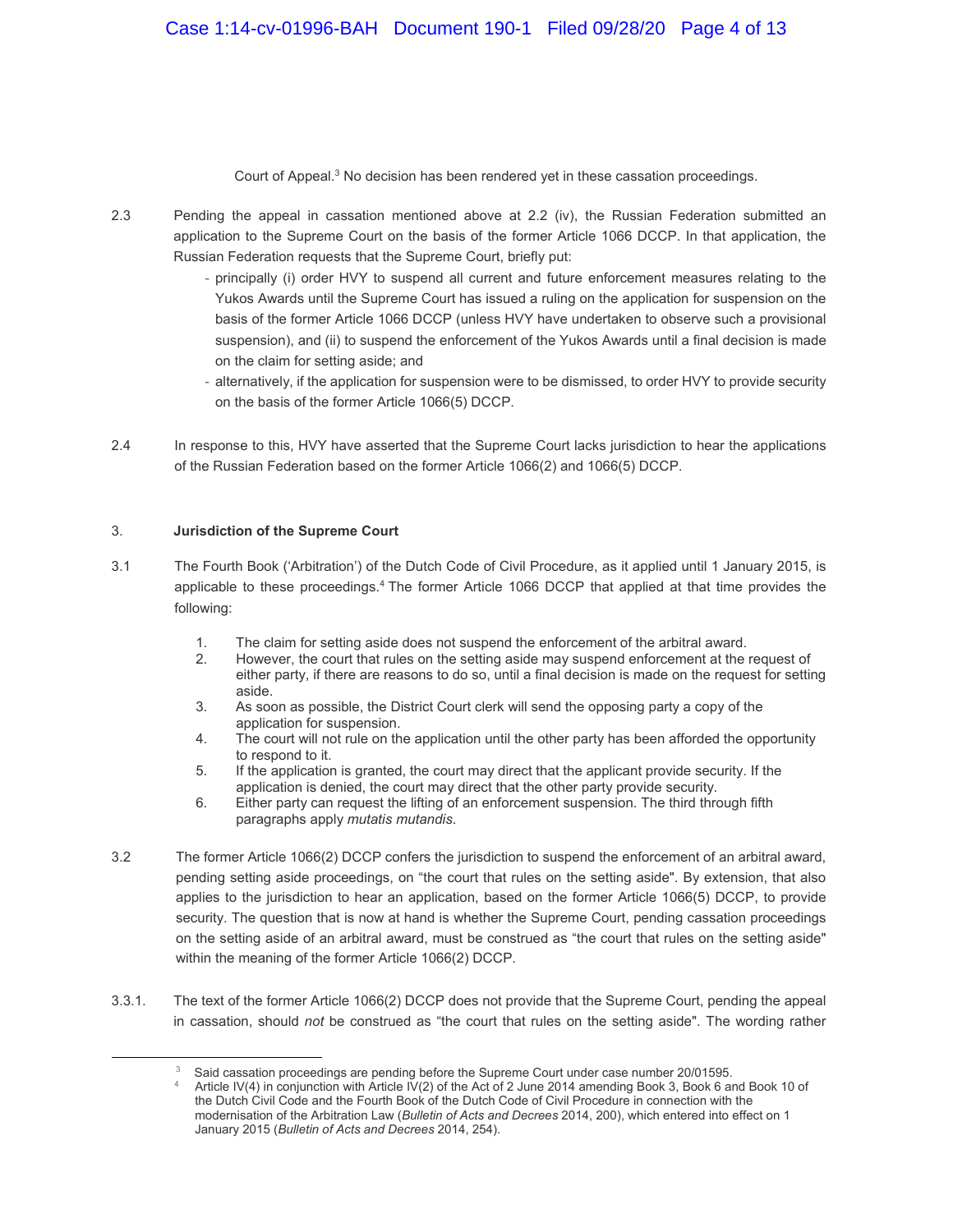Court of Appeal.[3] No decision has been rendered yet in these cassation proceedings.

2.3 Pending the appeal in cassation mentioned above at 2.2 (iv), the Russian Federation submitted an application to the Supreme Court on the basis of the former Article 1066 DCCP. In that application, the Russian Federation requests that the Supreme Court, briefly put:

- principally (i) order HVY to suspend all current and future enforcement measures relating to the Yukos Awards until the Supreme Court has issued a ruling on the application for suspension on the basis of the former Article 1066 DCCP (unless HVY have undertaken to observe such a provisional suspension), and (ii) to suspend the enforcement of the Yukos Awards until a final decision is made on the claim for setting aside; and
- alternatively, if the application for suspension were to be dismissed, to order HVY to provide security on the basis of the former Article 1066(5) DCCP.

2.4 In response to this, HVY have asserted that the Supreme Court lacks jurisdiction to hear the applications of the Russian Federation based on the former Article 1066(2) and 1066(5) DCCP.

## 3. Jurisdiction of the Supreme Court

3.1 The Fourth Book ('Arbitration') of the Dutch Code of Civil Procedure, as it applied until 1 January 2015, is applicable to these proceedings.[4] The former Article 1066 DCCP that applied at that time provides the following:

1. The claim for setting aside does not suspend the enforcement of the arbitral award.
2. However, the court that rules on the setting aside may suspend enforcement at the request of either party, if there are reasons to do so, until a final decision is made on the request for setting aside.
3. As soon as possible, the District Court clerk will send the opposing party a copy of the application for suspension.
4. The court will not rule on the application until the other party has been afforded the opportunity to respond to it.
5. If the application is granted, the court may direct that the applicant provide security. If the application is denied, the court may direct that the other party provide security.
6. Either party can request the lifting of an enforcement suspension. The third through fifth paragraphs apply *mutatis mutandis*.

3.2 The former Article 1066(2) DCCP confers the jurisdiction to suspend the enforcement of an arbitral award, pending setting aside proceedings, on "the court that rules on the setting aside". By extension, that also applies to the jurisdiction to hear an application, based on the former Article 1066(5) DCCP, to provide security. The question that is now at hand is whether the Supreme Court, pending cassation proceedings on the setting aside of an arbitral award, must be construed as "the court that rules on the setting aside" within the meaning of the former Article 1066(2) DCCP.

3.3.1. The text of the former Article 1066(2) DCCP does not provide that the Supreme Court, pending the appeal in cassation, should *not* be construed as "the court that rules on the setting aside". The wording rather

[3] Said cassation proceedings are pending before the Supreme Court under case number 20/01595.

[4] Article IV(4) in conjunction with Article IV(2) of the Act of 2 June 2014 amending Book 3, Book 6 and Book 10 of the Dutch Civil Code and the Fourth Book of the Dutch Code of Civil Procedure in connection with the modernisation of the Arbitration Law (*Bulletin of Acts and Decrees* 2014, 200), which entered into effect on 1 January 2015 (*Bulletin of Acts and Decrees* 2014, 254).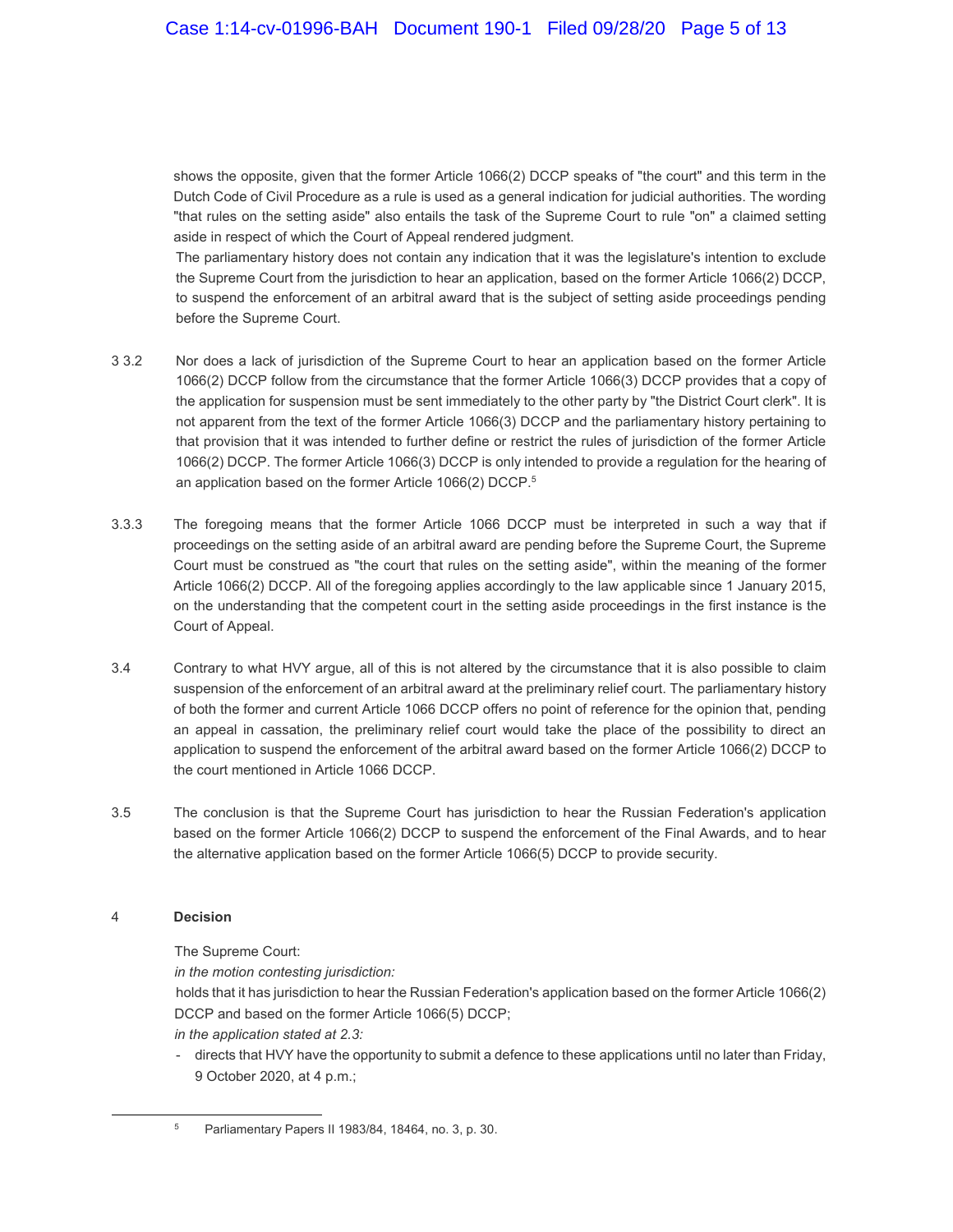shows the opposite, given that the former Article 1066(2) DCCP speaks of "the court" and this term in the Dutch Code of Civil Procedure as a rule is used as a general indication for judicial authorities. The wording "that rules on the setting aside" also entails the task of the Supreme Court to rule "on" a claimed setting aside in respect of which the Court of Appeal rendered judgment.

The parliamentary history does not contain any indication that it was the legislature's intention to exclude the Supreme Court from the jurisdiction to hear an application, based on the former Article 1066(2) DCCP, to suspend the enforcement of an arbitral award that is the subject of setting aside proceedings pending before the Supreme Court.

3 3.2 Nor does a lack of jurisdiction of the Supreme Court to hear an application based on the former Article 1066(2) DCCP follow from the circumstance that the former Article 1066(3) DCCP provides that a copy of the application for suspension must be sent immediately to the other party by "the District Court clerk". It is not apparent from the text of the former Article 1066(3) DCCP and the parliamentary history pertaining to that provision that it was intended to further define or restrict the rules of jurisdiction of the former Article 1066(2) DCCP. The former Article 1066(3) DCCP is only intended to provide a regulation for the hearing of an application based on the former Article 1066(2) DCCP.[5]

3.3.3 The foregoing means that the former Article 1066 DCCP must be interpreted in such a way that if proceedings on the setting aside of an arbitral award are pending before the Supreme Court, the Supreme Court must be construed as "the court that rules on the setting aside", within the meaning of the former Article 1066(2) DCCP. All of the foregoing applies accordingly to the law applicable since 1 January 2015, on the understanding that the competent court in the setting aside proceedings in the first instance is the Court of Appeal.

3.4 Contrary to what HVY argue, all of this is not altered by the circumstance that it is also possible to claim suspension of the enforcement of an arbitral award at the preliminary relief court. The parliamentary history of both the former and current Article 1066 DCCP offers no point of reference for the opinion that, pending an appeal in cassation, the preliminary relief court would take the place of the possibility to direct an application to suspend the enforcement of the arbitral award based on the former Article 1066(2) DCCP to the court mentioned in Article 1066 DCCP.

3.5 The conclusion is that the Supreme Court has jurisdiction to hear the Russian Federation's application based on the former Article 1066(2) DCCP to suspend the enforcement of the Final Awards, and to hear the alternative application based on the former Article 1066(5) DCCP to provide security.

## 4 Decision

The Supreme Court:

*in the motion contesting jurisdiction:*

holds that it has jurisdiction to hear the Russian Federation's application based on the former Article 1066(2) DCCP and based on the former Article 1066(5) DCCP;

*in the application stated at 2.3:*

- directs that HVY have the opportunity to submit a defence to these applications until no later than Friday, 9 October 2020, at 4 p.m.;

---

[5] Parliamentary Papers II 1983/84, 18464, no. 3, p. 30.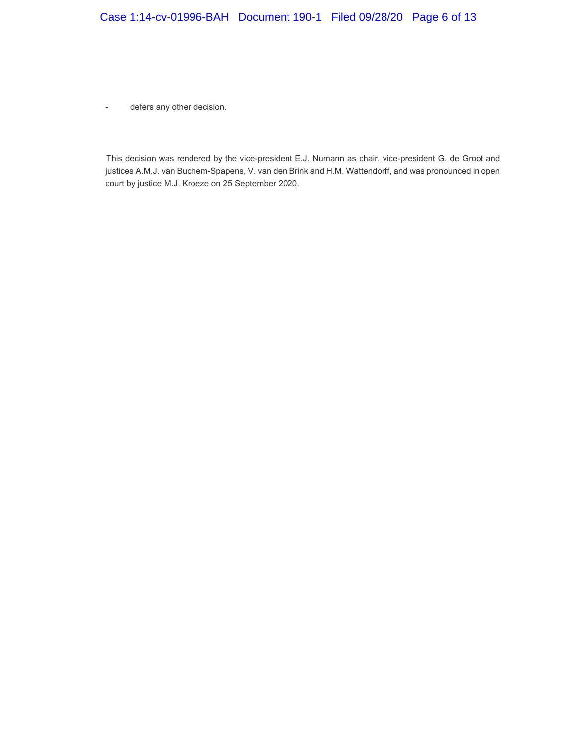- defers any other decision.

This decision was rendered by the vice-president E.J. Numann as chair, vice-president G. de Groot and justices A.M.J. van Buchem-Spapens, V. van den Brink and H.M. Wattendorff, and was pronounced in open court by justice M.J. Kroeze on 25 September 2020.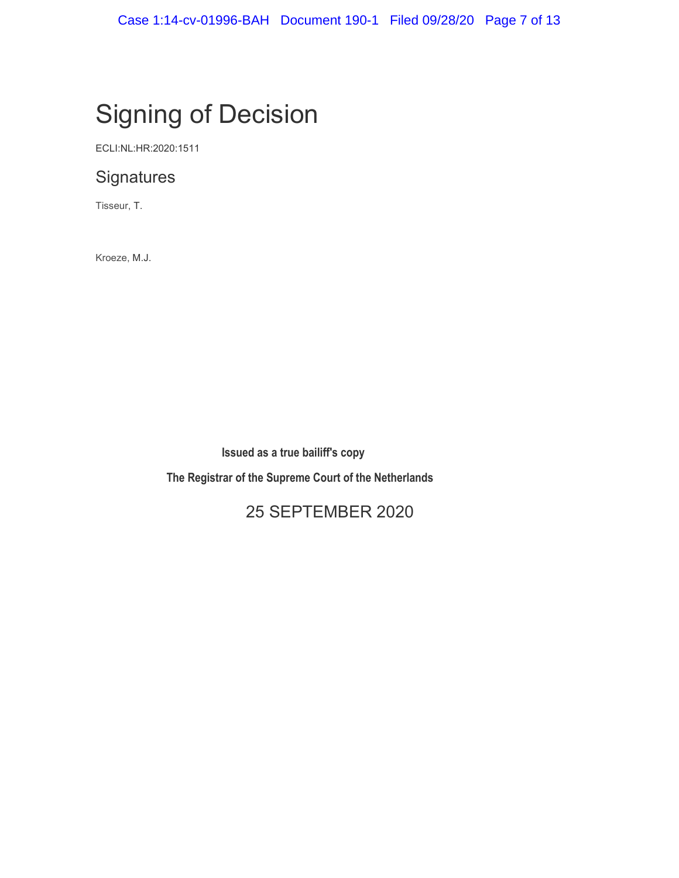# Signing of Decision

ECLI:NL:HR:2020:1511

## Signatures

Tisseur, T.

Kroeze, M.J.

**Issued as a true bailiff's copy**

**The Registrar of the Supreme Court of the Netherlands**

25 SEPTEMBER 2020